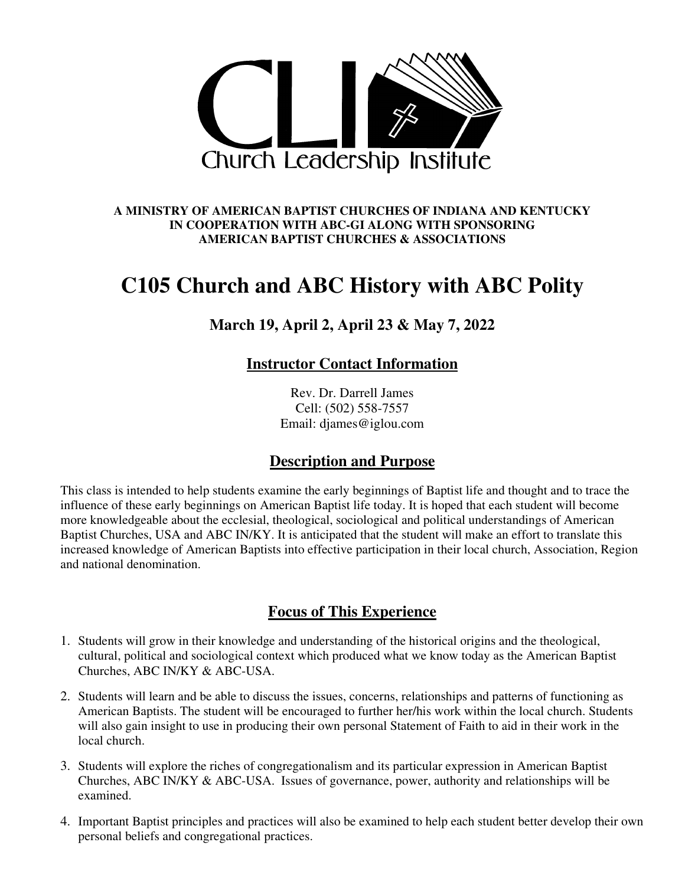CLI

Church Leadership Institute

**A MINISTRY OF AMERICAN BAPTIST CHURCHES OF INDIANA AND KENTUCKY IN COOPERATION WITH ABC-GI ALONG WITH SPONSORING AMERICAN BAPTIST CHURCHES & ASSOCIATIONS**

# C105 Church and ABC History with ABC Polity

### March 19, April 2, April 23 & May 7, 2022

## Instructor Contact Information

Rev. Dr. Darrell James
Cell: (502) 558-7557
Email: djames@iglou.com

## Description and Purpose

This class is intended to help students examine the early beginnings of Baptist life and thought and to trace the influence of these early beginnings on American Baptist life today. It is hoped that each student will become more knowledgeable about the ecclesial, theological, sociological and political understandings of American Baptist Churches, USA and ABC IN/KY. It is anticipated that the student will make an effort to translate this increased knowledge of American Baptists into effective participation in their local church, Association, Region and national denomination.

## Focus of This Experience

1. Students will grow in their knowledge and understanding of the historical origins and the theological, cultural, political and sociological context which produced what we know today as the American Baptist Churches, ABC IN/KY & ABC-USA.
2. Students will learn and be able to discuss the issues, concerns, relationships and patterns of functioning as American Baptists. The student will be encouraged to further her/his work within the local church. Students will also gain insight to use in producing their own personal Statement of Faith to aid in their work in the local church.
3. Students will explore the riches of congregationalism and its particular expression in American Baptist Churches, ABC IN/KY & ABC-USA. Issues of governance, power, authority and relationships will be examined.
4. Important Baptist principles and practices will also be examined to help each student better develop their own personal beliefs and congregational practices.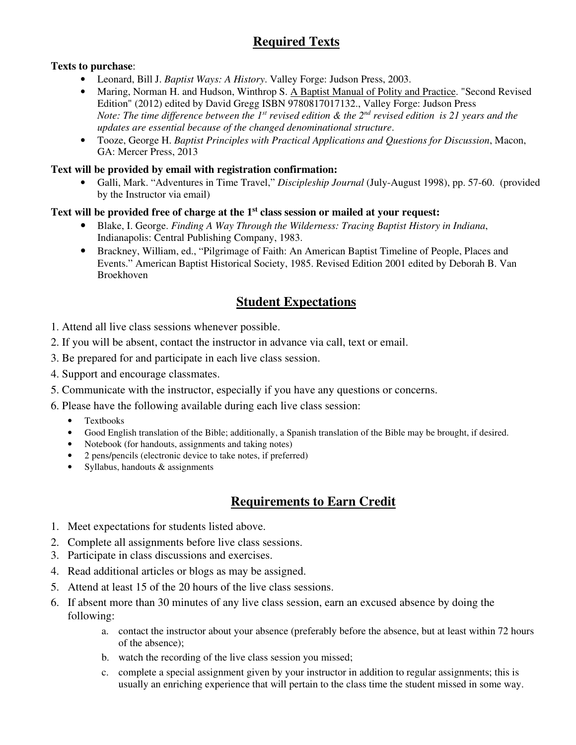## Required Texts

**Texts to purchase**:

- Leonard, Bill J. *Baptist Ways: A History*. Valley Forge: Judson Press, 2003.
- Maring, Norman H. and Hudson, Winthrop S. <u>A Baptist Manual of Polity and Practice</u>. "Second Revised Edition" (2012) edited by David Gregg ISBN 9780817017132., Valley Forge: Judson Press
  *Note: The time difference between the 1st revised edition & the 2nd revised edition is 21 years and the updates are essential because of the changed denominational structure*.
- Tooze, George H. *Baptist Principles with Practical Applications and Questions for Discussion*, Macon, GA: Mercer Press, 2013

**Text will be provided by email with registration confirmation:**

- Galli, Mark. "Adventures in Time Travel," *Discipleship Journal* (July-August 1998), pp. 57-60. (provided by the Instructor via email)

**Text will be provided free of charge at the 1st class session or mailed at your request:**

- Blake, I. George. *Finding A Way Through the Wilderness: Tracing Baptist History in Indiana*, Indianapolis: Central Publishing Company, 1983.
- Brackney, William, ed., "Pilgrimage of Faith: An American Baptist Timeline of People, Places and Events." American Baptist Historical Society, 1985. Revised Edition 2001 edited by Deborah B. Van Broekhoven

## Student Expectations

1. Attend all live class sessions whenever possible.
2. If you will be absent, contact the instructor in advance via call, text or email.
3. Be prepared for and participate in each live class session.
4. Support and encourage classmates.
5. Communicate with the instructor, especially if you have any questions or concerns.
6. Please have the following available during each live class session:
   - Textbooks
   - Good English translation of the Bible; additionally, a Spanish translation of the Bible may be brought, if desired.
   - Notebook (for handouts, assignments and taking notes)
   - 2 pens/pencils (electronic device to take notes, if preferred)
   - Syllabus, handouts & assignments

## Requirements to Earn Credit

1. Meet expectations for students listed above.
2. Complete all assignments before live class sessions.
3. Participate in class discussions and exercises.
4. Read additional articles or blogs as may be assigned.
5. Attend at least 15 of the 20 hours of the live class sessions.
6. If absent more than 30 minutes of any live class session, earn an excused absence by doing the following:
   a. contact the instructor about your absence (preferably before the absence, but at least within 72 hours of the absence);
   b. watch the recording of the live class session you missed;
   c. complete a special assignment given by your instructor in addition to regular assignments; this is usually an enriching experience that will pertain to the class time the student missed in some way.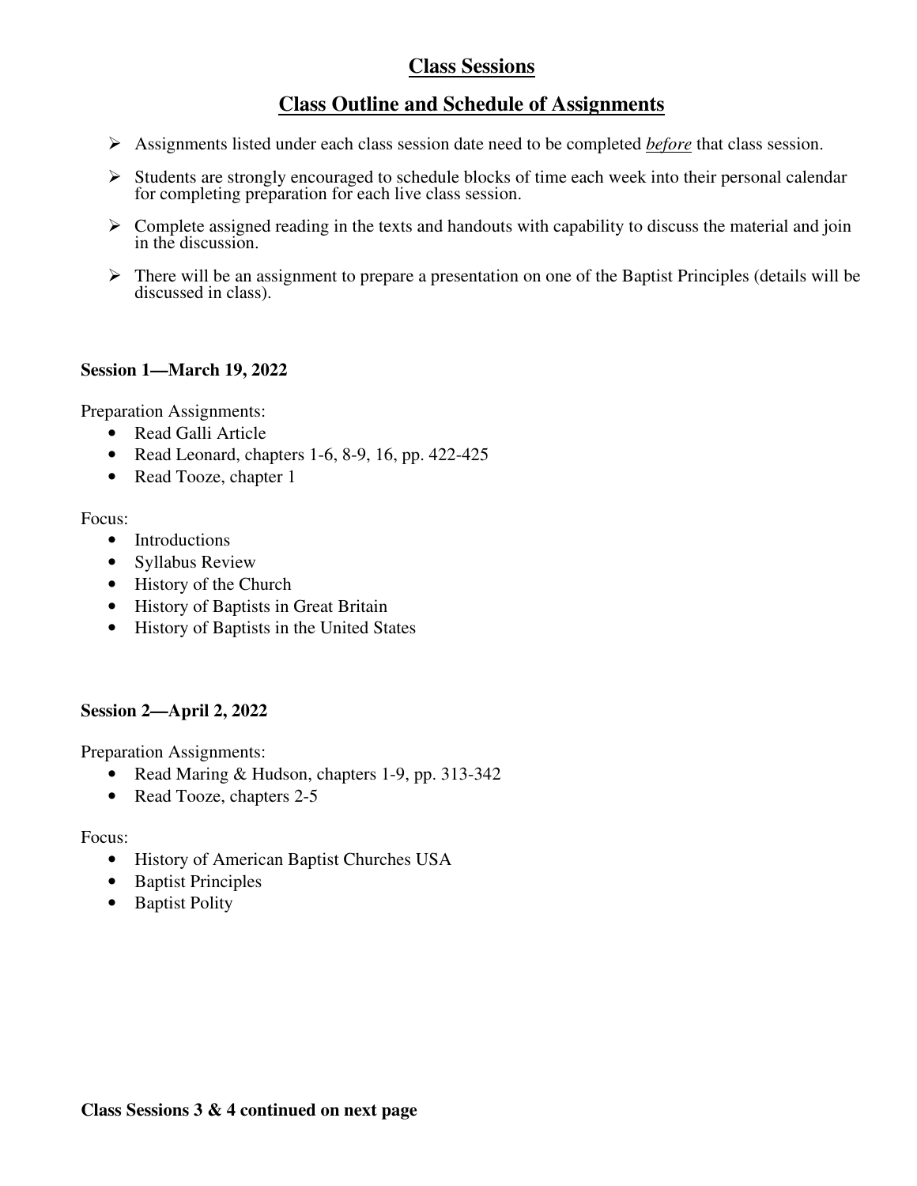## Class Sessions

## Class Outline and Schedule of Assignments

- Assignments listed under each class session date need to be completed *before* that class session.
- Students are strongly encouraged to schedule blocks of time each week into their personal calendar for completing preparation for each live class session.
- Complete assigned reading in the texts and handouts with capability to discuss the material and join in the discussion.
- There will be an assignment to prepare a presentation on one of the Baptist Principles (details will be discussed in class).

**Session 1—March 19, 2022**

Preparation Assignments:

- Read Galli Article
- Read Leonard, chapters 1-6, 8-9, 16, pp. 422-425
- Read Tooze, chapter 1

Focus:

- Introductions
- Syllabus Review
- History of the Church
- History of Baptists in Great Britain
- History of Baptists in the United States

**Session 2—April 2, 2022**

Preparation Assignments:

- Read Maring & Hudson, chapters 1-9, pp. 313-342
- Read Tooze, chapters 2-5

Focus:

- History of American Baptist Churches USA
- Baptist Principles
- Baptist Polity

**Class Sessions 3 & 4 continued on next page**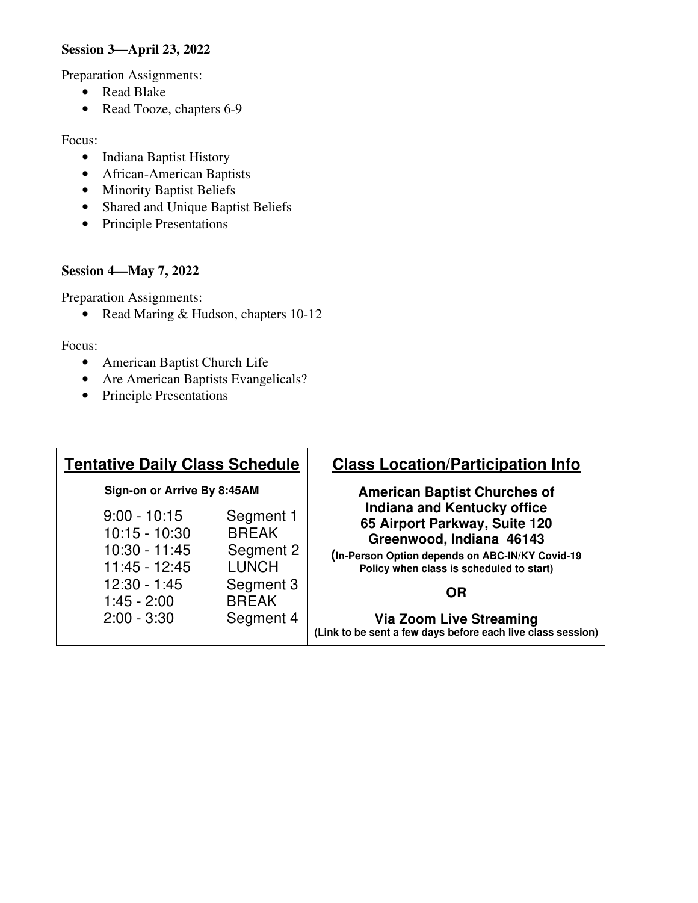**Session 3—April 23, 2022**

Preparation Assignments:

- Read Blake
- Read Tooze, chapters 6-9

Focus:

- Indiana Baptist History
- African-American Baptists
- Minority Baptist Beliefs
- Shared and Unique Baptist Beliefs
- Principle Presentations

**Session 4—May 7, 2022**

Preparation Assignments:

- Read Maring & Hudson, chapters 10-12

Focus:

- American Baptist Church Life
- Are American Baptists Evangelicals?
- Principle Presentations

| **Tentative Daily Class Schedule** | | **Class Location/Participation Info** |
|---|---|---|
| **Sign-on or Arrive By 8:45AM** | | **American Baptist Churches of Indiana and Kentucky office** |
| 9:00 - 10:15 | Segment 1 | **65 Airport Parkway, Suite 120** |
| 10:15 - 10:30 | BREAK | **Greenwood, Indiana 46143** |
| 10:30 - 11:45 | Segment 2 | **(In-Person Option depends on ABC-IN/KY Covid-19 Policy when class is scheduled to start)** |
| 11:45 - 12:45 | LUNCH | **OR** |
| 12:30 - 1:45 | Segment 3 | **Via Zoom Live Streaming** |
| 1:45 - 2:00 | BREAK | **(Link to be sent a few days before each live class session)** |
| 2:00 - 3:30 | Segment 4 | |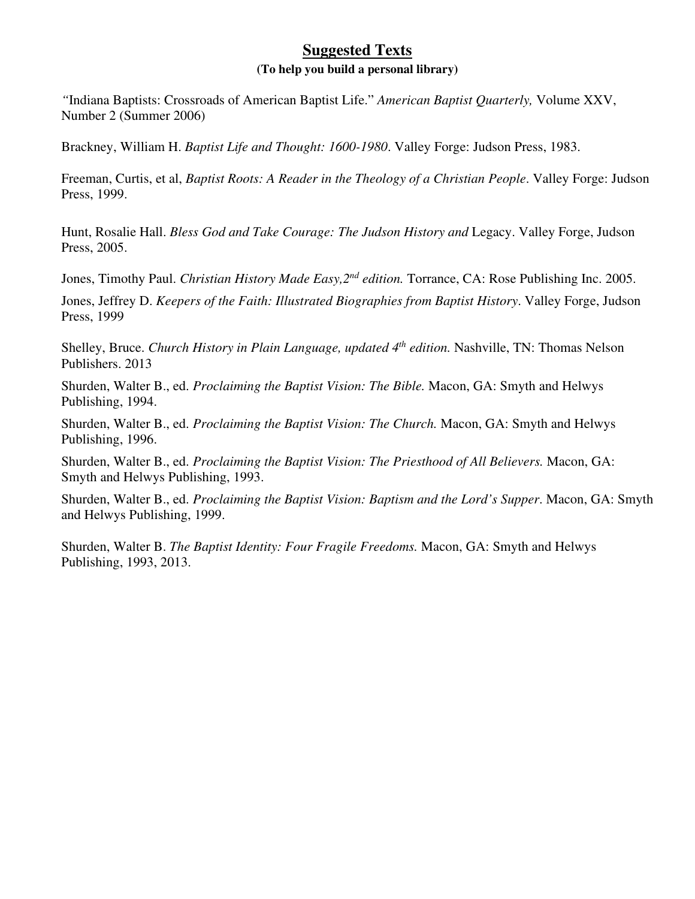## **Suggested Texts**

**(To help you build a personal library)**

"Indiana Baptists: Crossroads of American Baptist Life." *American Baptist Quarterly,* Volume XXV, Number 2 (Summer 2006)

Brackney, William H. *Baptist Life and Thought: 1600-1980*. Valley Forge: Judson Press, 1983.

Freeman, Curtis, et al, *Baptist Roots: A Reader in the Theology of a Christian People*. Valley Forge: Judson Press, 1999.

Hunt, Rosalie Hall. *Bless God and Take Courage: The Judson History and* Legacy. Valley Forge, Judson Press, 2005.

Jones, Timothy Paul. *Christian History Made Easy,2nd edition.* Torrance, CA: Rose Publishing Inc. 2005.

Jones, Jeffrey D. *Keepers of the Faith: Illustrated Biographies from Baptist History*. Valley Forge, Judson Press, 1999

Shelley, Bruce. *Church History in Plain Language, updated 4th edition.* Nashville, TN: Thomas Nelson Publishers. 2013

Shurden, Walter B., ed. *Proclaiming the Baptist Vision: The Bible.* Macon, GA: Smyth and Helwys Publishing, 1994.

Shurden, Walter B., ed. *Proclaiming the Baptist Vision: The Church.* Macon, GA: Smyth and Helwys Publishing, 1996.

Shurden, Walter B., ed. *Proclaiming the Baptist Vision: The Priesthood of All Believers.* Macon, GA: Smyth and Helwys Publishing, 1993.

Shurden, Walter B., ed. *Proclaiming the Baptist Vision: Baptism and the Lord's Supper*. Macon, GA: Smyth and Helwys Publishing, 1999.

Shurden, Walter B. *The Baptist Identity: Four Fragile Freedoms.* Macon, GA: Smyth and Helwys Publishing, 1993, 2013.